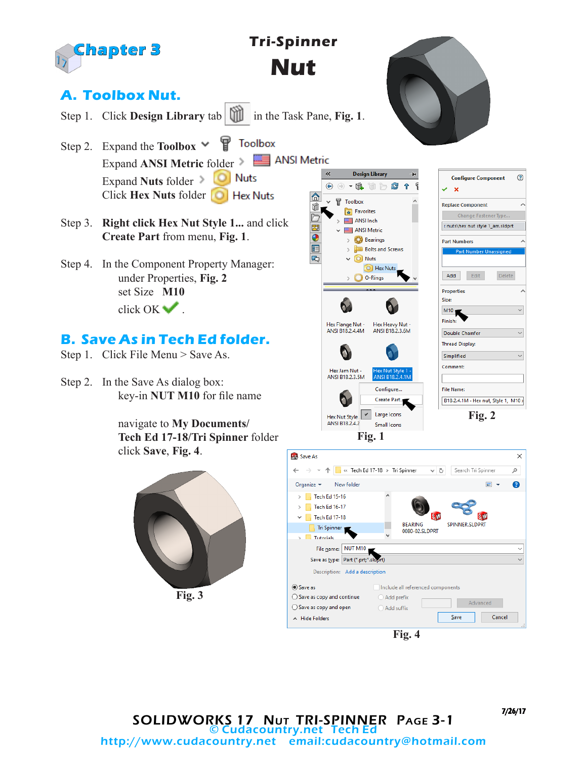# Chapter 3

# Tri-Spinner Nut

## A. Toolbox Nut.

Step 1. Click **Design Library** tab in the Task Pane, **Fig. 1**.

Step 2. Expand the **Toolbox** Toolbox
Expand **ANSI Metric** folder ANSI Metric
Expand **Nuts** folder Nuts
Click **Hex Nuts** folder Hex Nuts

Step 3. **Right click Hex Nut Style 1...** and click **Create Part** from menu, **Fig. 1**.

Step 4. In the Component Property Manager:
under Properties, **Fig. 2**
set Size **M10**
click OK .

## B. Save As in Tech Ed folder.

Step 1. Click File Menu > Save As.

Step 2. In the Save As dialog box:
key-in **NUT M10** for file name

navigate to **My Documents/ Tech Ed 17-18/Tri Spinner** folder
click **Save**, **Fig. 4**.

Fig. 1

Fig. 2

Fig. 3

Fig. 4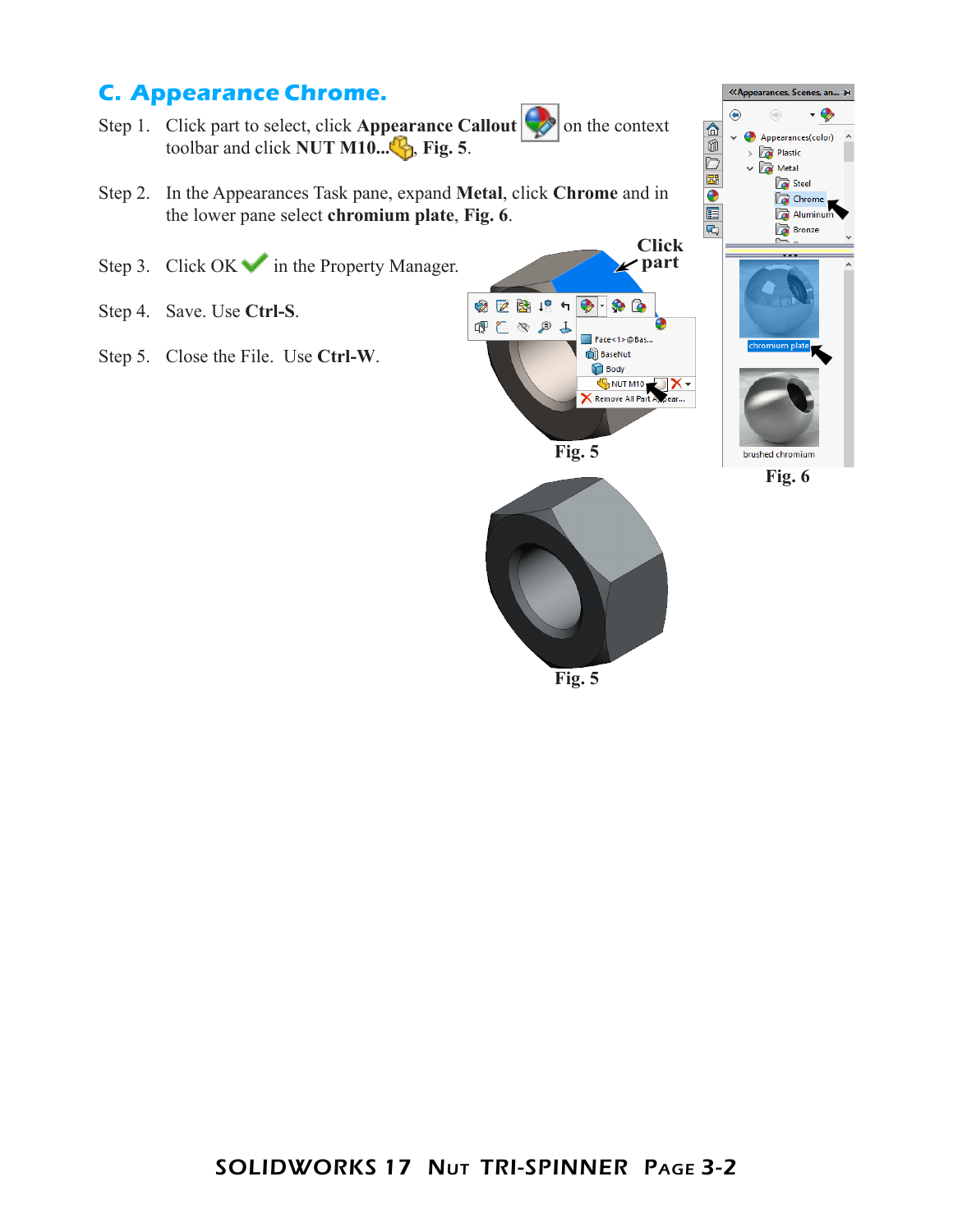## C. Appearance Chrome.

Step 1. Click part to select, click **Appearance Callout** on the context toolbar and click **NUT M10...**, **Fig. 5**.

Step 2. In the Appearances Task pane, expand **Metal**, click **Chrome** and in the lower pane select **chromium plate**, **Fig. 6**.

Step 3. Click OK in the Property Manager.

Step 4. Save. Use **Ctrl-S**.

Step 5. Close the File. Use **Ctrl-W**.

Click part

Face<1>@Bas...
BaseNut
Body
NUT M10
Remove All Part Appear...

Fig. 5

Fig. 5

Appearances, Scenes, an...
Appearances(color)
Plastic
Metal
Steel
Chrome
Aluminum
Bronze

chromium plate

brushed chromium

Fig. 6